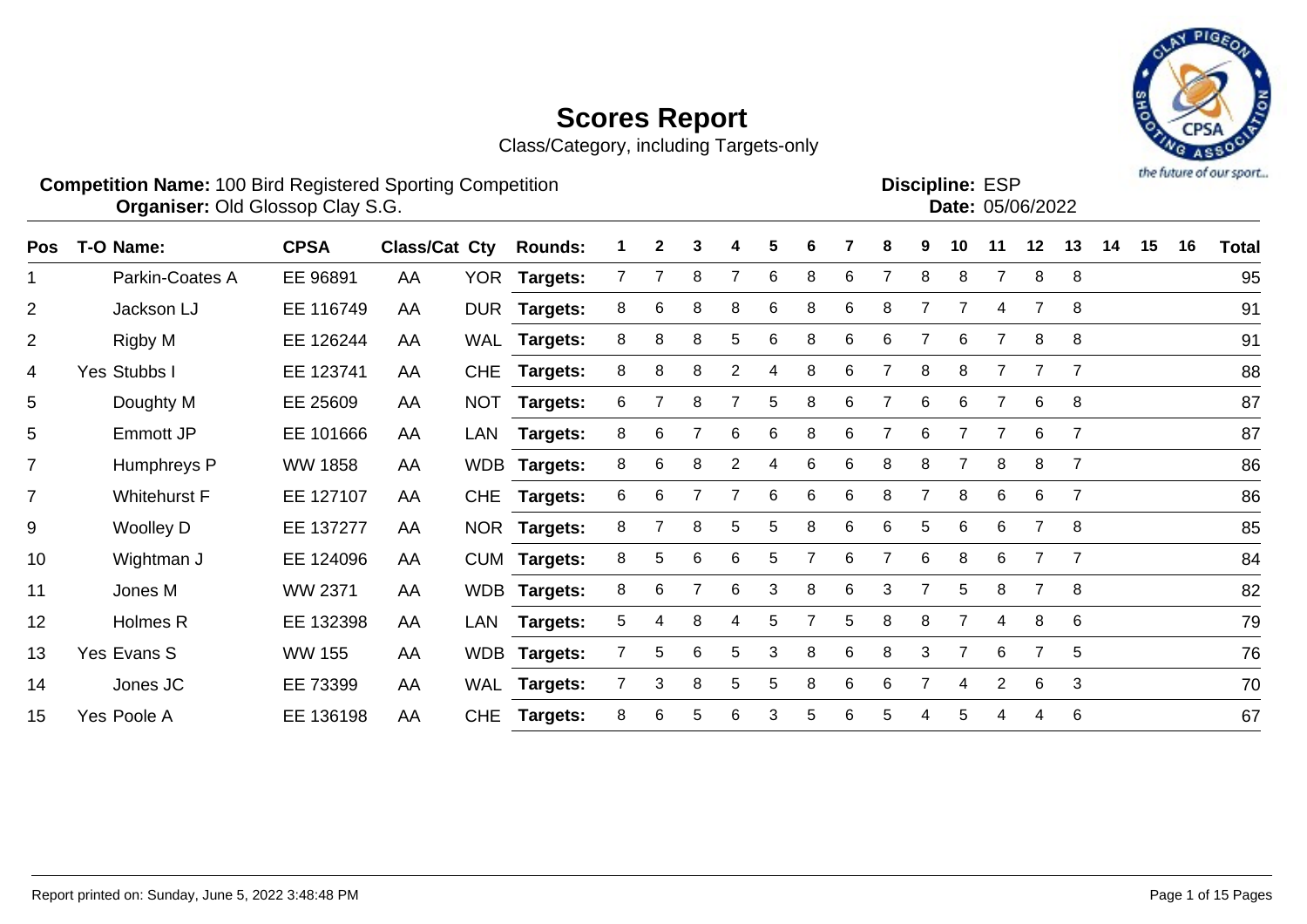# Scores Report

Class/Category, including Targets-only

**Competition Name:** 100 Bird Registered Sporting Competition
**Organiser:** Old Glossop Clay S.G.

**Discipline:** ESP
**Date:** 05/06/2022

| Pos | T-O | Name: | CPSA | Class/Cat | Cty | Rounds: | 1 | 2 | 3 | 4 | 5 | 6 | 7 | 8 | 9 | 10 | 11 | 12 | 13 | 14 | 15 | 16 | Total |
|---|---|---|---|---|---|---|---|---|---|---|---|---|---|---|---|---|---|---|---|---|---|---|---|
| 1 | | Parkin-Coates A | EE 96891 | AA | YOR | Targets: | 7 | 7 | 8 | 7 | 6 | 8 | 6 | 7 | 8 | 8 | 7 | 8 | 8 | | | | 95 |
| 2 | | Jackson LJ | EE 116749 | AA | DUR | Targets: | 8 | 6 | 8 | 8 | 6 | 8 | 6 | 8 | 7 | 7 | 4 | 7 | 8 | | | | 91 |
| 2 | | Rigby M | EE 126244 | AA | WAL | Targets: | 8 | 8 | 8 | 5 | 6 | 8 | 6 | 6 | 7 | 6 | 7 | 8 | 8 | | | | 91 |
| 4 | Yes | Stubbs I | EE 123741 | AA | CHE | Targets: | 8 | 8 | 8 | 2 | 4 | 8 | 6 | 7 | 8 | 8 | 7 | 7 | 7 | | | | 88 |
| 5 | | Doughty M | EE 25609 | AA | NOT | Targets: | 6 | 7 | 8 | 7 | 5 | 8 | 6 | 7 | 6 | 6 | 7 | 6 | 8 | | | | 87 |
| 5 | | Emmott JP | EE 101666 | AA | LAN | Targets: | 8 | 6 | 7 | 6 | 6 | 8 | 6 | 7 | 6 | 7 | 7 | 6 | 7 | | | | 87 |
| 7 | | Humphreys P | WW 1858 | AA | WDB | Targets: | 8 | 6 | 8 | 2 | 4 | 6 | 6 | 8 | 8 | 7 | 8 | 8 | 7 | | | | 86 |
| 7 | | Whitehurst F | EE 127107 | AA | CHE | Targets: | 6 | 6 | 7 | 7 | 6 | 6 | 6 | 8 | 7 | 8 | 6 | 6 | 7 | | | | 86 |
| 9 | | Woolley D | EE 137277 | AA | NOR | Targets: | 8 | 7 | 8 | 5 | 5 | 8 | 6 | 6 | 5 | 6 | 6 | 7 | 8 | | | | 85 |
| 10 | | Wightman J | EE 124096 | AA | CUM | Targets: | 8 | 5 | 6 | 6 | 5 | 7 | 6 | 7 | 6 | 8 | 6 | 7 | 7 | | | | 84 |
| 11 | | Jones M | WW 2371 | AA | WDB | Targets: | 8 | 6 | 7 | 6 | 3 | 8 | 6 | 3 | 7 | 5 | 8 | 7 | 8 | | | | 82 |
| 12 | | Holmes R | EE 132398 | AA | LAN | Targets: | 5 | 4 | 8 | 4 | 5 | 7 | 5 | 8 | 8 | 7 | 4 | 8 | 6 | | | | 79 |
| 13 | Yes | Evans S | WW 155 | AA | WDB | Targets: | 7 | 5 | 6 | 5 | 3 | 8 | 6 | 8 | 3 | 7 | 6 | 7 | 5 | | | | 76 |
| 14 | | Jones JC | EE 73399 | AA | WAL | Targets: | 7 | 3 | 8 | 5 | 5 | 8 | 6 | 6 | 7 | 4 | 2 | 6 | 3 | | | | 70 |
| 15 | Yes | Poole A | EE 136198 | AA | CHE | Targets: | 8 | 6 | 5 | 6 | 3 | 5 | 6 | 5 | 4 | 5 | 4 | 4 | 6 | | | | 67 |

Report printed on: Sunday, June 5, 2022 3:48:48 PM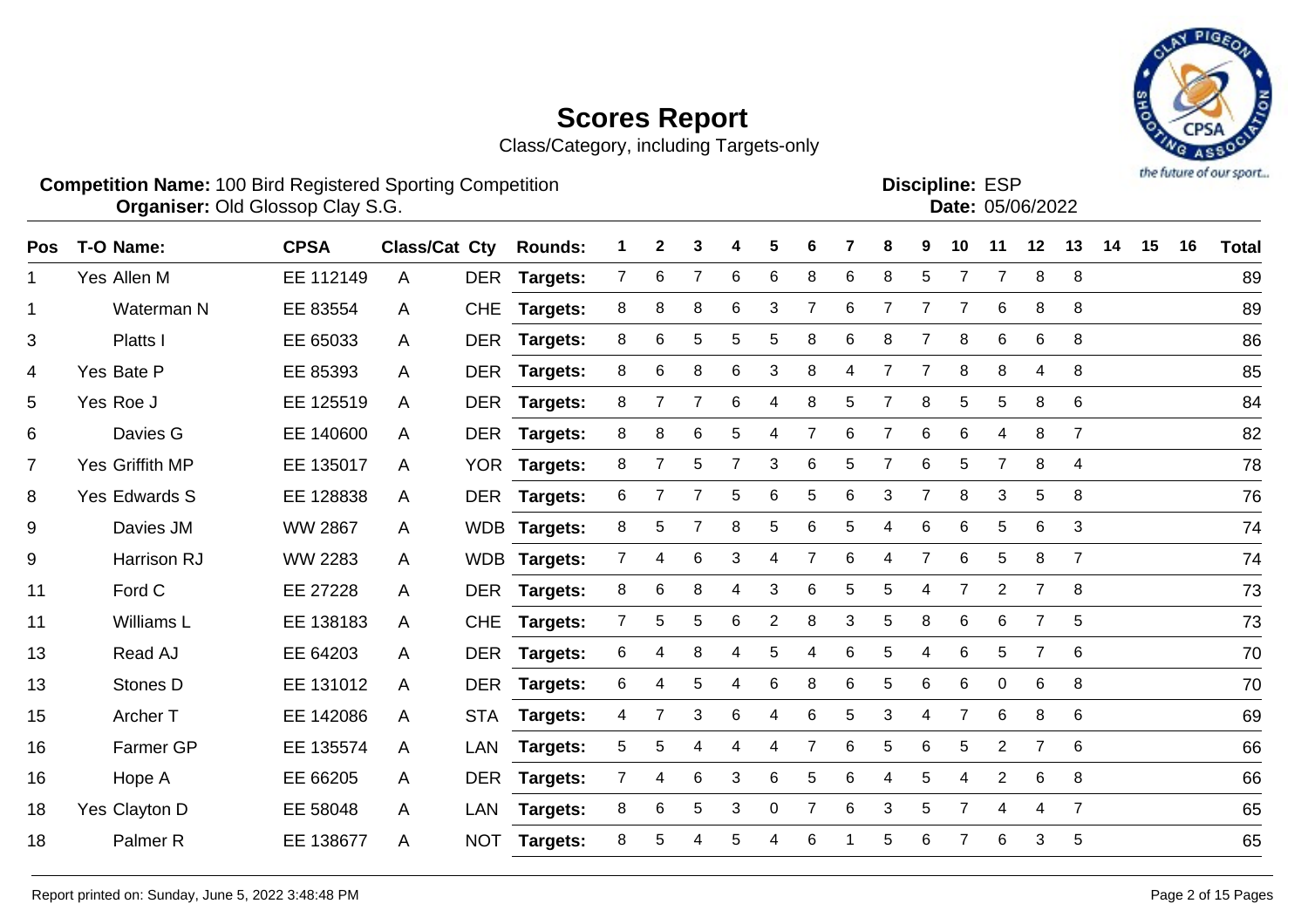# Scores Report

Class/Category, including Targets-only

**Competition Name:** 100 Bird Registered Sporting Competition
**Organiser:** Old Glossop Clay S.G.

**Discipline:** ESP
**Date:** 05/06/2022

| Pos | T-O | Name: | CPSA | Class/Cat | Cty | Rounds: | 1 | 2 | 3 | 4 | 5 | 6 | 7 | 8 | 9 | 10 | 11 | 12 | 13 | 14 | 15 | 16 | Total |
|---|---|---|---|---|---|---|---|---|---|---|---|---|---|---|---|---|---|---|---|---|---|---|---|
| 1 | Yes | Allen M | EE 112149 | A | DER | Targets: | 7 | 6 | 7 | 6 | 6 | 8 | 6 | 8 | 5 | 7 | 7 | 8 | 8 | | | | 89 |
| 1 | | Waterman N | EE 83554 | A | CHE | Targets: | 8 | 8 | 8 | 6 | 3 | 7 | 6 | 7 | 7 | 7 | 6 | 8 | 8 | | | | 89 |
| 3 | | Platts I | EE 65033 | A | DER | Targets: | 8 | 6 | 5 | 5 | 5 | 8 | 6 | 8 | 7 | 8 | 6 | 6 | 8 | | | | 86 |
| 4 | Yes | Bate P | EE 85393 | A | DER | Targets: | 8 | 6 | 8 | 6 | 3 | 8 | 4 | 7 | 7 | 8 | 8 | 4 | 8 | | | | 85 |
| 5 | Yes | Roe J | EE 125519 | A | DER | Targets: | 8 | 7 | 7 | 6 | 4 | 8 | 5 | 7 | 8 | 5 | 5 | 8 | 6 | | | | 84 |
| 6 | | Davies G | EE 140600 | A | DER | Targets: | 8 | 8 | 6 | 5 | 4 | 7 | 6 | 7 | 6 | 6 | 4 | 8 | 7 | | | | 82 |
| 7 | Yes | Griffith MP | EE 135017 | A | YOR | Targets: | 8 | 7 | 5 | 7 | 3 | 6 | 5 | 7 | 6 | 5 | 7 | 8 | 4 | | | | 78 |
| 8 | Yes | Edwards S | EE 128838 | A | DER | Targets: | 6 | 7 | 7 | 5 | 6 | 5 | 6 | 3 | 7 | 8 | 3 | 5 | 8 | | | | 76 |
| 9 | | Davies JM | WW 2867 | A | WDB | Targets: | 8 | 5 | 7 | 8 | 5 | 6 | 5 | 4 | 6 | 6 | 5 | 6 | 3 | | | | 74 |
| 9 | | Harrison RJ | WW 2283 | A | WDB | Targets: | 7 | 4 | 6 | 3 | 4 | 7 | 6 | 4 | 7 | 6 | 5 | 8 | 7 | | | | 74 |
| 11 | | Ford C | EE 27228 | A | DER | Targets: | 8 | 6 | 8 | 4 | 3 | 6 | 5 | 5 | 4 | 7 | 2 | 7 | 8 | | | | 73 |
| 11 | | Williams L | EE 138183 | A | CHE | Targets: | 7 | 5 | 5 | 6 | 2 | 8 | 3 | 5 | 8 | 6 | 6 | 7 | 5 | | | | 73 |
| 13 | | Read AJ | EE 64203 | A | DER | Targets: | 6 | 4 | 8 | 4 | 5 | 4 | 6 | 5 | 4 | 6 | 5 | 7 | 6 | | | | 70 |
| 13 | | Stones D | EE 131012 | A | DER | Targets: | 6 | 4 | 5 | 4 | 6 | 8 | 6 | 5 | 6 | 6 | 0 | 6 | 8 | | | | 70 |
| 15 | | Archer T | EE 142086 | A | STA | Targets: | 4 | 7 | 3 | 6 | 4 | 6 | 5 | 3 | 4 | 7 | 6 | 8 | 6 | | | | 69 |
| 16 | | Farmer GP | EE 135574 | A | LAN | Targets: | 5 | 5 | 4 | 4 | 4 | 7 | 6 | 5 | 6 | 5 | 2 | 7 | 6 | | | | 66 |
| 16 | | Hope A | EE 66205 | A | DER | Targets: | 7 | 4 | 6 | 3 | 6 | 5 | 6 | 4 | 5 | 4 | 2 | 6 | 8 | | | | 66 |
| 18 | Yes | Clayton D | EE 58048 | A | LAN | Targets: | 8 | 6 | 5 | 3 | 0 | 7 | 6 | 3 | 5 | 7 | 4 | 4 | 7 | | | | 65 |
| 18 | | Palmer R | EE 138677 | A | NOT | Targets: | 8 | 5 | 4 | 5 | 4 | 6 | 1 | 5 | 6 | 7 | 6 | 3 | 5 | | | | 65 |

Report printed on: Sunday, June 5, 2022 3:48:48 PM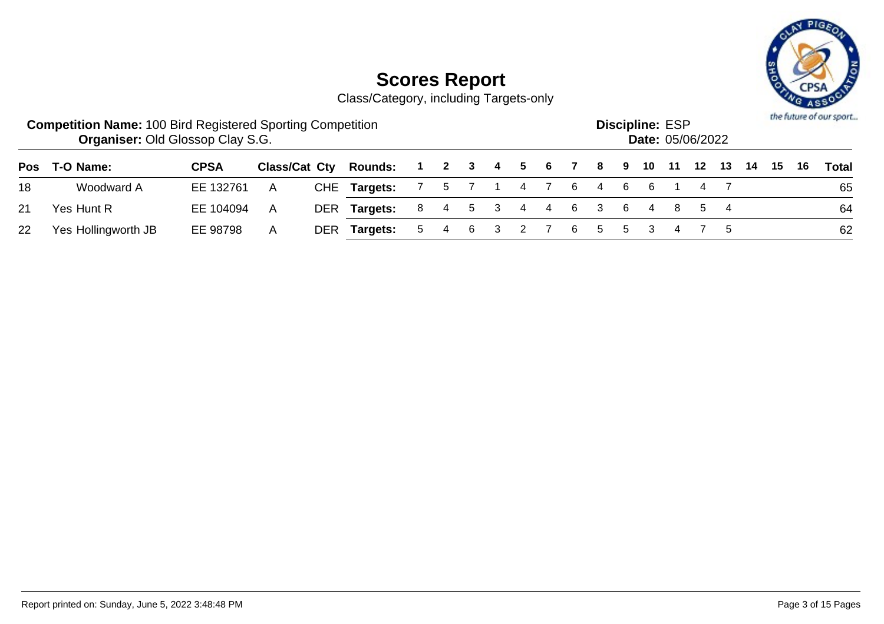# Scores Report

Class/Category, including Targets-only

**Competition Name:** 100 Bird Registered Sporting Competition
**Organiser:** Old Glossop Clay S.G.

**Discipline:** ESP
**Date:** 05/06/2022

| Pos | T-O Name: | CPSA | Class/Cat | Cty | Rounds: | 1 | 2 | 3 | 4 | 5 | 6 | 7 | 8 | 9 | 10 | 11 | 12 | 13 | 14 | 15 | 16 | Total |
|---|---|---|---|---|---|---|---|---|---|---|---|---|---|---|---|---|---|---|---|---|---|---|
| 18 | Woodward A | EE 132761 | A | CHE | **Targets:** | 7 | 5 | 7 | 1 | 4 | 7 | 6 | 4 | 6 | 6 | 1 | 4 | 7 | | | | 65 |
| 21 | Yes Hunt R | EE 104094 | A | DER | **Targets:** | 8 | 4 | 5 | 3 | 4 | 4 | 6 | 3 | 6 | 4 | 8 | 5 | 4 | | | | 64 |
| 22 | Yes Hollingworth JB | EE 98798 | A | DER | **Targets:** | 5 | 4 | 6 | 3 | 2 | 7 | 6 | 5 | 5 | 3 | 4 | 7 | 5 | | | | 62 |

Report printed on: Sunday, June 5, 2022 3:48:48 PM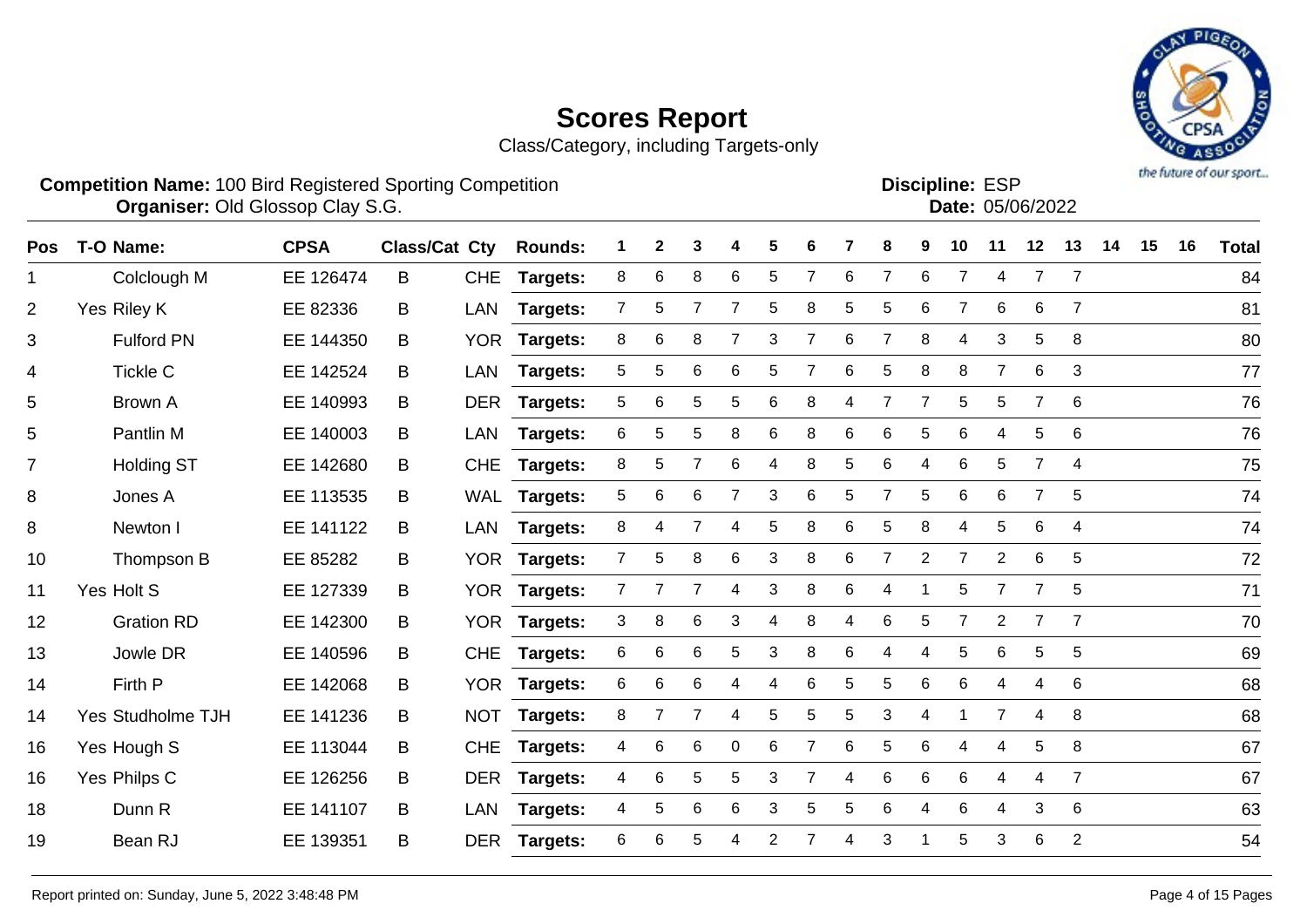# Scores Report

Class/Category, including Targets-only

**Competition Name:** 100 Bird Registered Sporting Competition
**Organiser:** Old Glossop Clay S.G.

**Discipline:** ESP
**Date:** 05/06/2022

| Pos | T-O | Name: | CPSA | Class/Cat | Cty | Rounds: | 1 | 2 | 3 | 4 | 5 | 6 | 7 | 8 | 9 | 10 | 11 | 12 | 13 | 14 | 15 | 16 | Total |
|---|---|---|---|---|---|---|---|---|---|---|---|---|---|---|---|---|---|---|---|---|---|---|---|
| 1 | | Colclough M | EE 126474 | B | CHE | Targets: | 8 | 6 | 8 | 6 | 5 | 7 | 6 | 7 | 6 | 7 | 4 | 7 | 7 | | | | 84 |
| 2 | Yes | Riley K | EE 82336 | B | LAN | Targets: | 7 | 5 | 7 | 7 | 5 | 8 | 5 | 5 | 6 | 7 | 6 | 6 | 7 | | | | 81 |
| 3 | | Fulford PN | EE 144350 | B | YOR | Targets: | 8 | 6 | 8 | 7 | 3 | 7 | 6 | 7 | 8 | 4 | 3 | 5 | 8 | | | | 80 |
| 4 | | Tickle C | EE 142524 | B | LAN | Targets: | 5 | 5 | 6 | 6 | 5 | 7 | 6 | 5 | 8 | 8 | 7 | 6 | 3 | | | | 77 |
| 5 | | Brown A | EE 140993 | B | DER | Targets: | 5 | 6 | 5 | 5 | 6 | 8 | 4 | 7 | 7 | 5 | 5 | 7 | 6 | | | | 76 |
| 5 | | Pantlin M | EE 140003 | B | LAN | Targets: | 6 | 5 | 5 | 8 | 6 | 8 | 6 | 6 | 5 | 6 | 4 | 5 | 6 | | | | 76 |
| 7 | | Holding ST | EE 142680 | B | CHE | Targets: | 8 | 5 | 7 | 6 | 4 | 8 | 5 | 6 | 4 | 6 | 5 | 7 | 4 | | | | 75 |
| 8 | | Jones A | EE 113535 | B | WAL | Targets: | 5 | 6 | 6 | 7 | 3 | 6 | 5 | 7 | 5 | 6 | 6 | 7 | 5 | | | | 74 |
| 8 | | Newton I | EE 141122 | B | LAN | Targets: | 8 | 4 | 7 | 4 | 5 | 8 | 6 | 5 | 8 | 4 | 5 | 6 | 4 | | | | 74 |
| 10 | | Thompson B | EE 85282 | B | YOR | Targets: | 7 | 5 | 8 | 6 | 3 | 8 | 6 | 7 | 2 | 7 | 2 | 6 | 5 | | | | 72 |
| 11 | Yes | Holt S | EE 127339 | B | YOR | Targets: | 7 | 7 | 7 | 4 | 3 | 8 | 6 | 4 | 1 | 5 | 7 | 7 | 5 | | | | 71 |
| 12 | | Gration RD | EE 142300 | B | YOR | Targets: | 3 | 8 | 6 | 3 | 4 | 8 | 4 | 6 | 5 | 7 | 2 | 7 | 7 | | | | 70 |
| 13 | | Jowle DR | EE 140596 | B | CHE | Targets: | 6 | 6 | 6 | 5 | 3 | 8 | 6 | 4 | 4 | 5 | 6 | 5 | 5 | | | | 69 |
| 14 | | Firth P | EE 142068 | B | YOR | Targets: | 6 | 6 | 6 | 4 | 4 | 6 | 5 | 5 | 6 | 6 | 4 | 4 | 6 | | | | 68 |
| 14 | Yes | Studholme TJH | EE 141236 | B | NOT | Targets: | 8 | 7 | 7 | 4 | 5 | 5 | 5 | 3 | 4 | 1 | 7 | 4 | 8 | | | | 68 |
| 16 | Yes | Hough S | EE 113044 | B | CHE | Targets: | 4 | 6 | 6 | 0 | 6 | 7 | 6 | 5 | 6 | 4 | 4 | 5 | 8 | | | | 67 |
| 16 | Yes | Philps C | EE 126256 | B | DER | Targets: | 4 | 6 | 5 | 5 | 3 | 7 | 4 | 6 | 6 | 6 | 4 | 4 | 7 | | | | 67 |
| 18 | | Dunn R | EE 141107 | B | LAN | Targets: | 4 | 5 | 6 | 6 | 3 | 5 | 5 | 6 | 4 | 6 | 4 | 3 | 6 | | | | 63 |
| 19 | | Bean RJ | EE 139351 | B | DER | Targets: | 6 | 6 | 5 | 4 | 2 | 7 | 4 | 3 | 1 | 5 | 3 | 6 | 2 | | | | 54 |

Report printed on: Sunday, June 5, 2022 3:48:48 PM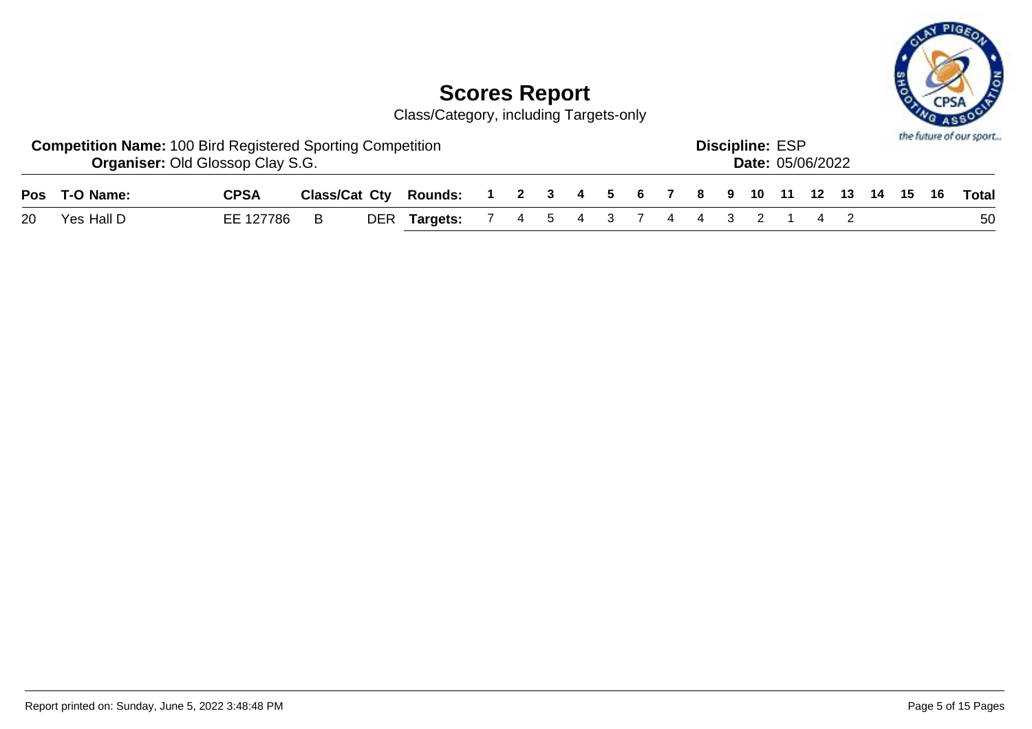# Scores Report

Class/Category, including Targets-only

**Competition Name:** 100 Bird Registered Sporting Competition
**Organiser:** Old Glossop Clay S.G.

**Discipline:** ESP
**Date:** 05/06/2022

| Pos | T-O Name: | CPSA | Class/Cat | Cty | Rounds: | 1 | 2 | 3 | 4 | 5 | 6 | 7 | 8 | 9 | 10 | 11 | 12 | 13 | 14 | 15 | 16 | Total |
|---|---|---|---|---|---|---|---|---|---|---|---|---|---|---|---|---|---|---|---|---|---|---|
| 20 | Yes Hall D | EE 127786 | B | DER | **Targets:** | 7 | 4 | 5 | 4 | 3 | 7 | 4 | 4 | 3 | 2 | 1 | 4 | 2 | | | | 50 |

Report printed on: Sunday, June 5, 2022 3:48:48 PM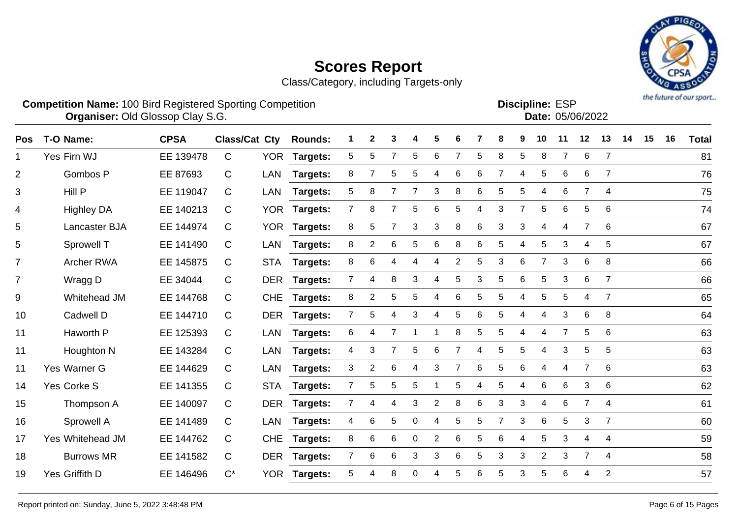# Scores Report

Class/Category, including Targets-only

**Competition Name:** 100 Bird Registered Sporting Competition
**Organiser:** Old Glossop Clay S.G.

**Discipline:** ESP
**Date:** 05/06/2022

| Pos | T-O | Name: | CPSA | Class/Cat | Cty | Rounds: | 1 | 2 | 3 | 4 | 5 | 6 | 7 | 8 | 9 | 10 | 11 | 12 | 13 | 14 | 15 | 16 | Total |
|---|---|---|---|---|---|---|---|---|---|---|---|---|---|---|---|---|---|---|---|---|---|---|---|
| 1 | Yes | Firn WJ | EE 139478 | C | YOR | Targets: | 5 | 5 | 7 | 5 | 6 | 7 | 5 | 8 | 5 | 8 | 7 | 6 | 7 | | | | 81 |
| 2 | | Gombos P | EE 87693 | C | LAN | Targets: | 8 | 7 | 5 | 5 | 4 | 6 | 6 | 7 | 4 | 5 | 6 | 6 | 7 | | | | 76 |
| 3 | | Hill P | EE 119047 | C | LAN | Targets: | 5 | 8 | 7 | 7 | 3 | 8 | 6 | 5 | 5 | 4 | 6 | 7 | 4 | | | | 75 |
| 4 | | Highley DA | EE 140213 | C | YOR | Targets: | 7 | 8 | 7 | 5 | 6 | 5 | 4 | 3 | 7 | 5 | 6 | 5 | 6 | | | | 74 |
| 5 | | Lancaster BJA | EE 144974 | C | YOR | Targets: | 8 | 5 | 7 | 3 | 3 | 8 | 6 | 3 | 3 | 4 | 4 | 7 | 6 | | | | 67 |
| 5 | | Sprowell T | EE 141490 | C | LAN | Targets: | 8 | 2 | 6 | 5 | 6 | 8 | 6 | 5 | 4 | 5 | 3 | 4 | 5 | | | | 67 |
| 7 | | Archer RWA | EE 145875 | C | STA | Targets: | 8 | 6 | 4 | 4 | 4 | 2 | 5 | 3 | 6 | 7 | 3 | 6 | 8 | | | | 66 |
| 7 | | Wragg D | EE 34044 | C | DER | Targets: | 7 | 4 | 8 | 3 | 4 | 5 | 3 | 5 | 6 | 5 | 3 | 6 | 7 | | | | 66 |
| 9 | | Whitehead JM | EE 144768 | C | CHE | Targets: | 8 | 2 | 5 | 5 | 4 | 6 | 5 | 5 | 4 | 5 | 5 | 4 | 7 | | | | 65 |
| 10 | | Cadwell D | EE 144710 | C | DER | Targets: | 7 | 5 | 4 | 3 | 4 | 5 | 6 | 5 | 4 | 4 | 3 | 6 | 8 | | | | 64 |
| 11 | | Haworth P | EE 125393 | C | LAN | Targets: | 6 | 4 | 7 | 1 | 1 | 8 | 5 | 5 | 4 | 4 | 7 | 5 | 6 | | | | 63 |
| 11 | | Houghton N | EE 143284 | C | LAN | Targets: | 4 | 3 | 7 | 5 | 6 | 7 | 4 | 5 | 5 | 4 | 3 | 5 | 5 | | | | 63 |
| 11 | Yes | Warner G | EE 144629 | C | LAN | Targets: | 3 | 2 | 6 | 4 | 3 | 7 | 6 | 5 | 6 | 4 | 4 | 7 | 6 | | | | 63 |
| 14 | Yes | Corke S | EE 141355 | C | STA | Targets: | 7 | 5 | 5 | 5 | 1 | 5 | 4 | 5 | 4 | 6 | 6 | 3 | 6 | | | | 62 |
| 15 | | Thompson A | EE 140097 | C | DER | Targets: | 7 | 4 | 4 | 3 | 2 | 8 | 6 | 3 | 3 | 4 | 6 | 7 | 4 | | | | 61 |
| 16 | | Sprowell A | EE 141489 | C | LAN | Targets: | 4 | 6 | 5 | 0 | 4 | 5 | 5 | 7 | 3 | 6 | 5 | 3 | 7 | | | | 60 |
| 17 | Yes | Whitehead JM | EE 144762 | C | CHE | Targets: | 8 | 6 | 6 | 0 | 2 | 6 | 5 | 6 | 4 | 5 | 3 | 4 | 4 | | | | 59 |
| 18 | | Burrows MR | EE 141582 | C | DER | Targets: | 7 | 6 | 6 | 3 | 3 | 6 | 5 | 3 | 3 | 2 | 3 | 7 | 4 | | | | 58 |
| 19 | Yes | Griffith D | EE 146496 | C* | YOR | Targets: | 5 | 4 | 8 | 0 | 4 | 5 | 6 | 5 | 3 | 5 | 6 | 4 | 2 | | | | 57 |

Report printed on: Sunday, June 5, 2022 3:48:48 PM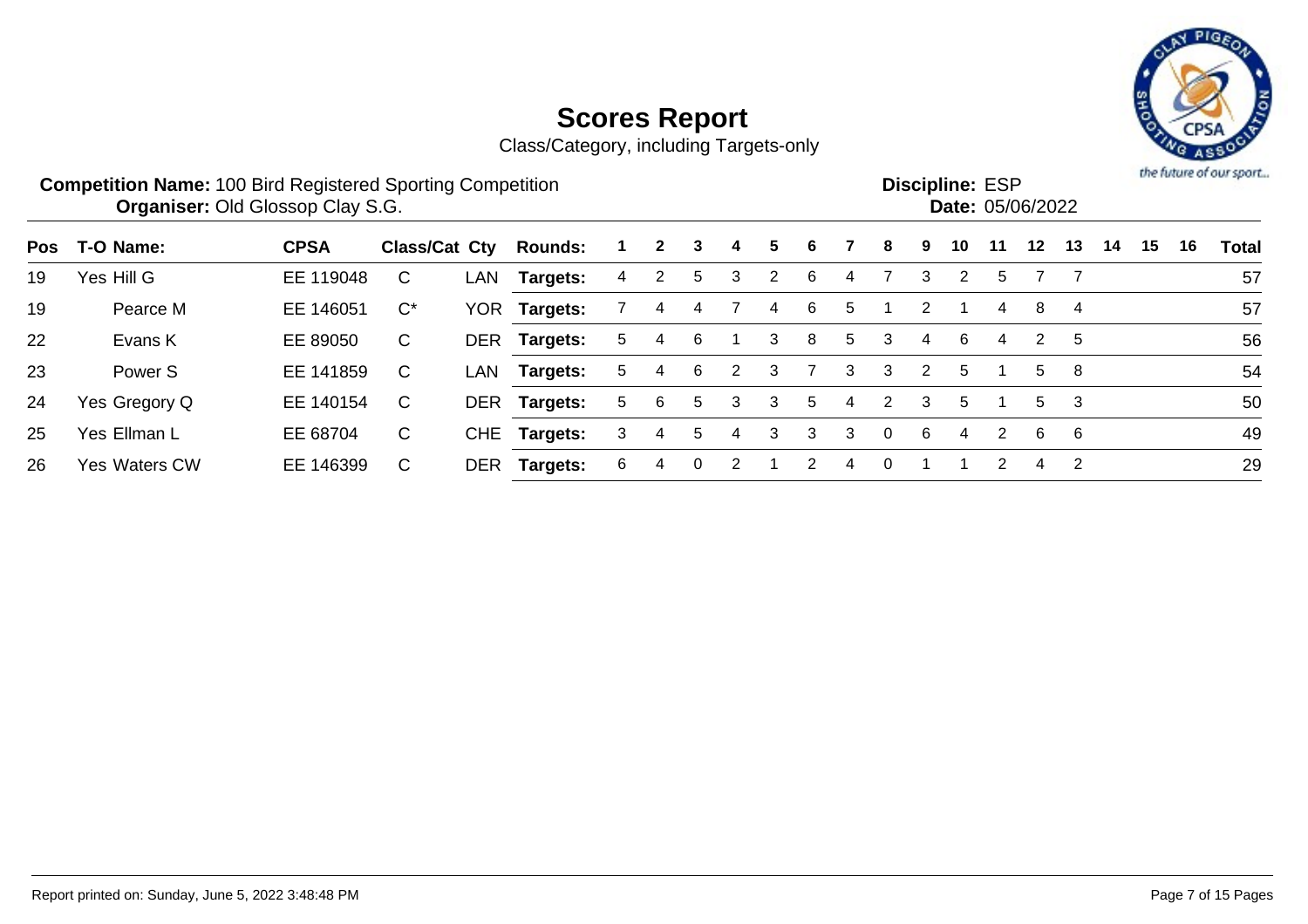# Scores Report

Class/Category, including Targets-only

**Competition Name:** 100 Bird Registered Sporting Competition
**Organiser:** Old Glossop Clay S.G.

**Discipline:** ESP
**Date:** 05/06/2022

| Pos | T-O | Name: | CPSA | Class/Cat | Cty | Rounds: | 1 | 2 | 3 | 4 | 5 | 6 | 7 | 8 | 9 | 10 | 11 | 12 | 13 | 14 | 15 | 16 | Total |
|---|---|---|---|---|---|---|---|---|---|---|---|---|---|---|---|---|---|---|---|---|---|---|---|
| 19 | Yes | Hill G | EE 119048 | C | LAN | Targets: | 4 | 2 | 5 | 3 | 2 | 6 | 4 | 7 | 3 | 2 | 5 | 7 | 7 | | | | 57 |
| 19 | | Pearce M | EE 146051 | C* | YOR | Targets: | 7 | 4 | 4 | 7 | 4 | 6 | 5 | 1 | 2 | 1 | 4 | 8 | 4 | | | | 57 |
| 22 | | Evans K | EE 89050 | C | DER | Targets: | 5 | 4 | 6 | 1 | 3 | 8 | 5 | 3 | 4 | 6 | 4 | 2 | 5 | | | | 56 |
| 23 | | Power S | EE 141859 | C | LAN | Targets: | 5 | 4 | 6 | 2 | 3 | 7 | 3 | 3 | 2 | 5 | 1 | 5 | 8 | | | | 54 |
| 24 | Yes | Gregory Q | EE 140154 | C | DER | Targets: | 5 | 6 | 5 | 3 | 3 | 5 | 4 | 2 | 3 | 5 | 1 | 5 | 3 | | | | 50 |
| 25 | Yes | Ellman L | EE 68704 | C | CHE | Targets: | 3 | 4 | 5 | 4 | 3 | 3 | 3 | 0 | 6 | 4 | 2 | 6 | 6 | | | | 49 |
| 26 | Yes | Waters CW | EE 146399 | C | DER | Targets: | 6 | 4 | 0 | 2 | 1 | 2 | 4 | 0 | 1 | 1 | 2 | 4 | 2 | | | | 29 |

Report printed on: Sunday, June 5, 2022 3:48:48 PM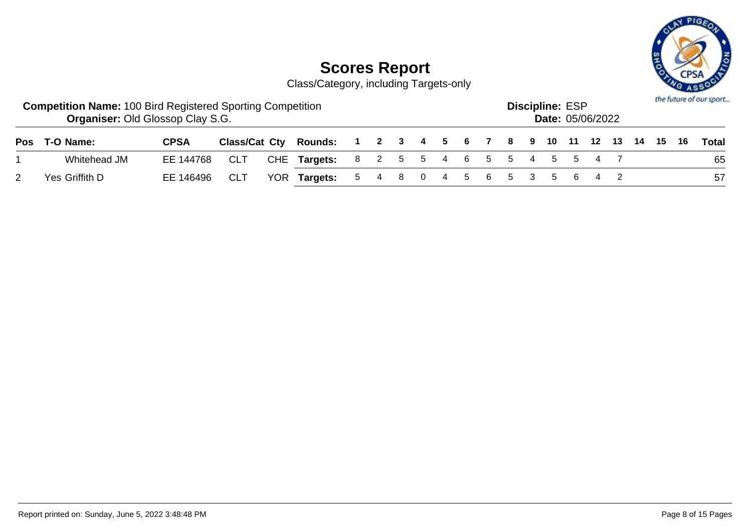# Scores Report

Class/Category, including Targets-only

**Competition Name:** 100 Bird Registered Sporting Competition
**Organiser:** Old Glossop Clay S.G.

**Discipline:** ESP
**Date:** 05/06/2022

the future of our sport...

| Pos | T-O | Name: | CPSA | Class/Cat | Cty | Rounds: | 1 | 2 | 3 | 4 | 5 | 6 | 7 | 8 | 9 | 10 | 11 | 12 | 13 | 14 | 15 | 16 | Total |
|---|---|---|---|---|---|---|---|---|---|---|---|---|---|---|---|---|---|---|---|---|---|---|---|
| 1 | | Whitehead JM | EE 144768 | CLT | CHE | Targets: | 8 | 2 | 5 | 5 | 4 | 6 | 5 | 5 | 4 | 5 | 5 | 4 | 7 | | | | 65 |
| 2 | Yes | Griffith D | EE 146496 | CLT | YOR | Targets: | 5 | 4 | 8 | 0 | 4 | 5 | 6 | 5 | 3 | 5 | 6 | 4 | 2 | | | | 57 |

Report printed on: Sunday, June 5, 2022 3:48:48 PM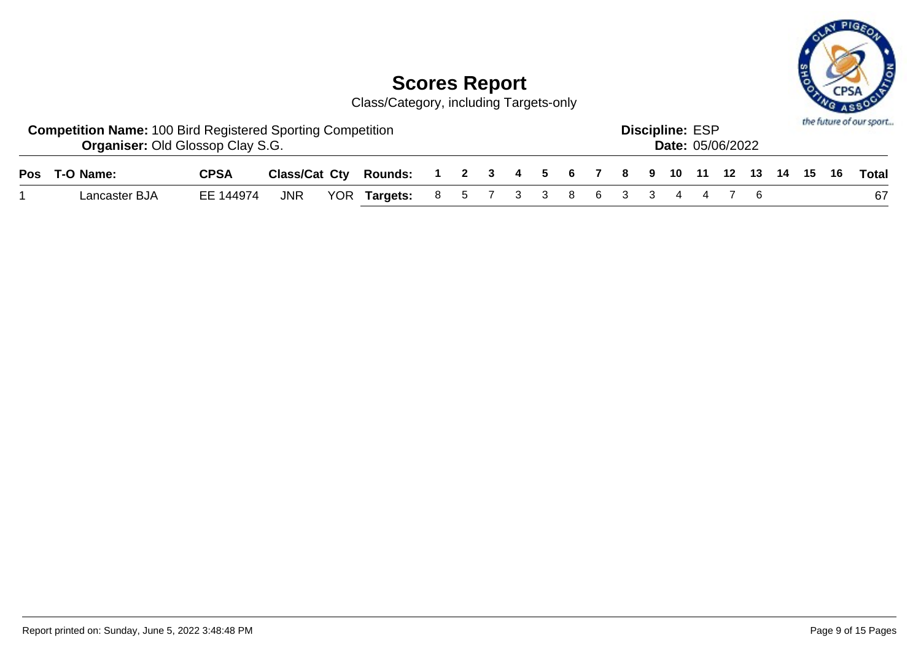# Scores Report

Class/Category, including Targets-only

**Competition Name:** 100 Bird Registered Sporting Competition
**Organiser:** Old Glossop Clay S.G.

**Discipline:** ESP
**Date:** 05/06/2022

| Pos | T-O | Name: | CPSA | Class/Cat | Cty | Rounds: | 1 | 2 | 3 | 4 | 5 | 6 | 7 | 8 | 9 | 10 | 11 | 12 | 13 | 14 | 15 | 16 | Total |
|---|---|---|---|---|---|---|---|---|---|---|---|---|---|---|---|---|---|---|---|---|---|---|---|
| 1 | | Lancaster BJA | EE 144974 | JNR | YOR | **Targets:** | 8 | 5 | 7 | 3 | 3 | 8 | 6 | 3 | 3 | 4 | 4 | 7 | 6 | | | | 67 |

Report printed on: Sunday, June 5, 2022 3:48:48 PM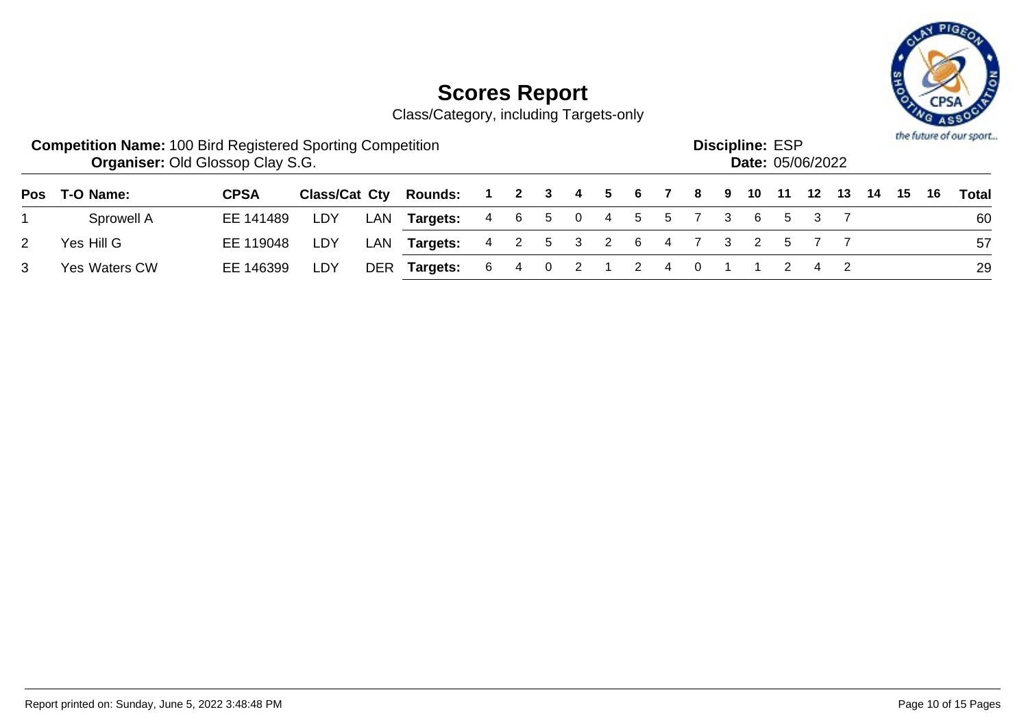# Scores Report

Class/Category, including Targets-only

**Competition Name:** 100 Bird Registered Sporting Competition
**Organiser:** Old Glossop Clay S.G.

**Discipline:** ESP
**Date:** 05/06/2022

| Pos | T-O | Name: | CPSA | Class/Cat | Cty | Rounds: | 1 | 2 | 3 | 4 | 5 | 6 | 7 | 8 | 9 | 10 | 11 | 12 | 13 | 14 | 15 | 16 | Total |
|---|---|---|---|---|---|---|---|---|---|---|---|---|---|---|---|---|---|---|---|---|---|---|---|
| 1 | | Sprowell A | EE 141489 | LDY | LAN | **Targets:** | 4 | 6 | 5 | 0 | 4 | 5 | 5 | 7 | 3 | 6 | 5 | 3 | 7 | | | | 60 |
| 2 | Yes | Hill G | EE 119048 | LDY | LAN | **Targets:** | 4 | 2 | 5 | 3 | 2 | 6 | 4 | 7 | 3 | 2 | 5 | 7 | 7 | | | | 57 |
| 3 | Yes | Waters CW | EE 146399 | LDY | DER | **Targets:** | 6 | 4 | 0 | 2 | 1 | 2 | 4 | 0 | 1 | 1 | 2 | 4 | 2 | | | | 29 |

Report printed on: Sunday, June 5, 2022 3:48:48 PM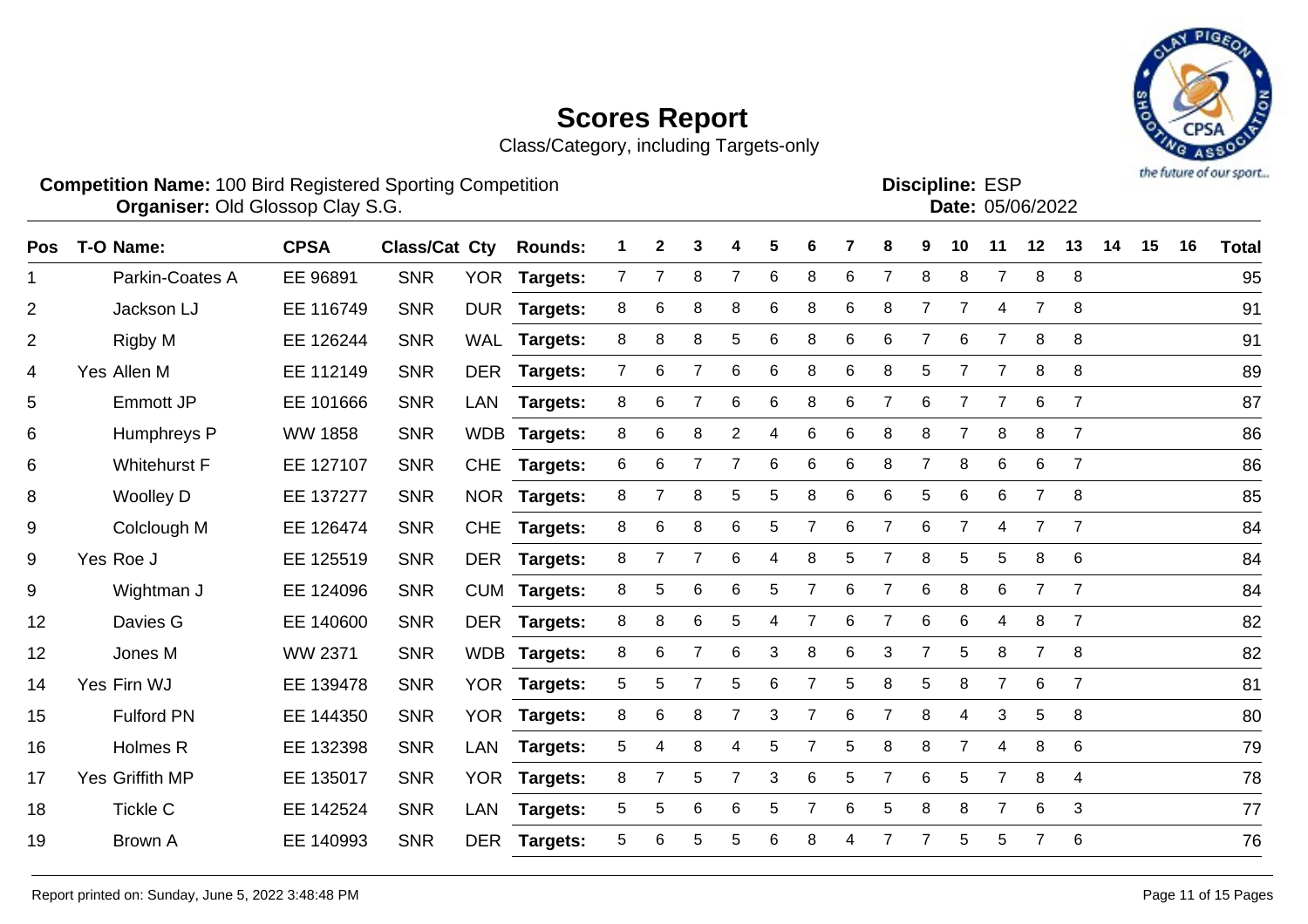# Scores Report

Class/Category, including Targets-only

**Competition Name:** 100 Bird Registered Sporting Competition
**Organiser:** Old Glossop Clay S.G.

**Discipline:** ESP
**Date:** 05/06/2022

| Pos | T-O | Name: | CPSA | Class/Cat | Cty | Rounds: | 1 | 2 | 3 | 4 | 5 | 6 | 7 | 8 | 9 | 10 | 11 | 12 | 13 | 14 | 15 | 16 | Total |
|---|---|---|---|---|---|---|---|---|---|---|---|---|---|---|---|---|---|---|---|---|---|---|---|
| 1 | | Parkin-Coates A | EE 96891 | SNR | YOR | Targets: | 7 | 7 | 8 | 7 | 6 | 8 | 6 | 7 | 8 | 8 | 7 | 8 | 8 | | | | 95 |
| 2 | | Jackson LJ | EE 116749 | SNR | DUR | Targets: | 8 | 6 | 8 | 8 | 6 | 8 | 6 | 8 | 7 | 7 | 4 | 7 | 8 | | | | 91 |
| 2 | | Rigby M | EE 126244 | SNR | WAL | Targets: | 8 | 8 | 8 | 5 | 6 | 8 | 6 | 6 | 7 | 6 | 7 | 8 | 8 | | | | 91 |
| 4 | Yes | Allen M | EE 112149 | SNR | DER | Targets: | 7 | 6 | 7 | 6 | 6 | 8 | 6 | 8 | 5 | 7 | 7 | 8 | 8 | | | | 89 |
| 5 | | Emmott JP | EE 101666 | SNR | LAN | Targets: | 8 | 6 | 7 | 6 | 6 | 8 | 6 | 7 | 6 | 7 | 7 | 6 | 7 | | | | 87 |
| 6 | | Humphreys P | WW 1858 | SNR | WDB | Targets: | 8 | 6 | 8 | 2 | 4 | 6 | 6 | 8 | 8 | 7 | 8 | 8 | 7 | | | | 86 |
| 6 | | Whitehurst F | EE 127107 | SNR | CHE | Targets: | 6 | 6 | 7 | 7 | 6 | 6 | 6 | 8 | 7 | 8 | 6 | 6 | 7 | | | | 86 |
| 8 | | Woolley D | EE 137277 | SNR | NOR | Targets: | 8 | 7 | 8 | 5 | 5 | 8 | 6 | 6 | 5 | 6 | 6 | 7 | 8 | | | | 85 |
| 9 | | Colclough M | EE 126474 | SNR | CHE | Targets: | 8 | 6 | 8 | 6 | 5 | 7 | 6 | 7 | 6 | 7 | 4 | 7 | 7 | | | | 84 |
| 9 | Yes | Roe J | EE 125519 | SNR | DER | Targets: | 8 | 7 | 7 | 6 | 4 | 8 | 5 | 7 | 8 | 5 | 5 | 8 | 6 | | | | 84 |
| 9 | | Wightman J | EE 124096 | SNR | CUM | Targets: | 8 | 5 | 6 | 6 | 5 | 7 | 6 | 7 | 6 | 8 | 6 | 7 | 7 | | | | 84 |
| 12 | | Davies G | EE 140600 | SNR | DER | Targets: | 8 | 8 | 6 | 5 | 4 | 7 | 6 | 7 | 6 | 6 | 4 | 8 | 7 | | | | 82 |
| 12 | | Jones M | WW 2371 | SNR | WDB | Targets: | 8 | 6 | 7 | 6 | 3 | 8 | 6 | 3 | 7 | 5 | 8 | 7 | 8 | | | | 82 |
| 14 | Yes | Firn WJ | EE 139478 | SNR | YOR | Targets: | 5 | 5 | 7 | 5 | 6 | 7 | 5 | 8 | 5 | 8 | 7 | 6 | 7 | | | | 81 |
| 15 | | Fulford PN | EE 144350 | SNR | YOR | Targets: | 8 | 6 | 8 | 7 | 3 | 7 | 6 | 7 | 8 | 4 | 3 | 5 | 8 | | | | 80 |
| 16 | | Holmes R | EE 132398 | SNR | LAN | Targets: | 5 | 4 | 8 | 4 | 5 | 7 | 5 | 8 | 8 | 7 | 4 | 8 | 6 | | | | 79 |
| 17 | Yes | Griffith MP | EE 135017 | SNR | YOR | Targets: | 8 | 7 | 5 | 7 | 3 | 6 | 5 | 7 | 6 | 5 | 7 | 8 | 4 | | | | 78 |
| 18 | | Tickle C | EE 142524 | SNR | LAN | Targets: | 5 | 5 | 6 | 6 | 5 | 7 | 6 | 5 | 8 | 8 | 7 | 6 | 3 | | | | 77 |
| 19 | | Brown A | EE 140993 | SNR | DER | Targets: | 5 | 6 | 5 | 5 | 6 | 8 | 4 | 7 | 7 | 5 | 5 | 7 | 6 | | | | 76 |

Report printed on: Sunday, June 5, 2022 3:48:48 PM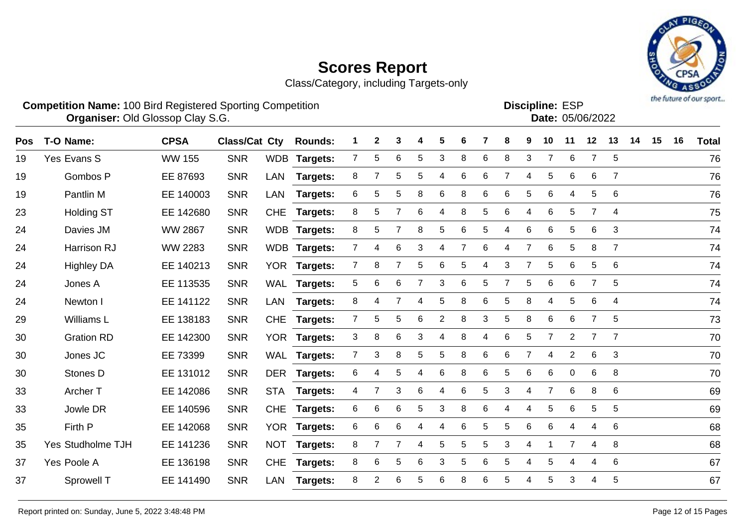# Scores Report

Class/Category, including Targets-only

**Competition Name:** 100 Bird Registered Sporting Competition
**Organiser:** Old Glossop Clay S.G.

**Discipline:** ESP
**Date:** 05/06/2022

| Pos | T-O | Name: | CPSA | Class/Cat | Cty | Rounds: | 1 | 2 | 3 | 4 | 5 | 6 | 7 | 8 | 9 | 10 | 11 | 12 | 13 | 14 | 15 | 16 | Total |
|---|---|---|---|---|---|---|---|---|---|---|---|---|---|---|---|---|---|---|---|---|---|---|---|
| 19 | Yes | Evans S | WW 155 | SNR | WDB | Targets: | 7 | 5 | 6 | 5 | 3 | 8 | 6 | 8 | 3 | 7 | 6 | 7 | 5 | | | | 76 |
| 19 | | Gombos P | EE 87693 | SNR | LAN | Targets: | 8 | 7 | 5 | 5 | 4 | 6 | 6 | 7 | 4 | 5 | 6 | 6 | 7 | | | | 76 |
| 19 | | Pantlin M | EE 140003 | SNR | LAN | Targets: | 6 | 5 | 5 | 8 | 6 | 8 | 6 | 6 | 5 | 6 | 4 | 5 | 6 | | | | 76 |
| 23 | | Holding ST | EE 142680 | SNR | CHE | Targets: | 8 | 5 | 7 | 6 | 4 | 8 | 5 | 6 | 4 | 6 | 5 | 7 | 4 | | | | 75 |
| 24 | | Davies JM | WW 2867 | SNR | WDB | Targets: | 8 | 5 | 7 | 8 | 5 | 6 | 5 | 4 | 6 | 6 | 5 | 6 | 3 | | | | 74 |
| 24 | | Harrison RJ | WW 2283 | SNR | WDB | Targets: | 7 | 4 | 6 | 3 | 4 | 7 | 6 | 4 | 7 | 6 | 5 | 8 | 7 | | | | 74 |
| 24 | | Highley DA | EE 140213 | SNR | YOR | Targets: | 7 | 8 | 7 | 5 | 6 | 5 | 4 | 3 | 7 | 5 | 6 | 5 | 6 | | | | 74 |
| 24 | | Jones A | EE 113535 | SNR | WAL | Targets: | 5 | 6 | 6 | 7 | 3 | 6 | 5 | 7 | 5 | 6 | 6 | 7 | 5 | | | | 74 |
| 24 | | Newton I | EE 141122 | SNR | LAN | Targets: | 8 | 4 | 7 | 4 | 5 | 8 | 6 | 5 | 8 | 4 | 5 | 6 | 4 | | | | 74 |
| 29 | | Williams L | EE 138183 | SNR | CHE | Targets: | 7 | 5 | 5 | 6 | 2 | 8 | 3 | 5 | 8 | 6 | 6 | 7 | 5 | | | | 73 |
| 30 | | Gration RD | EE 142300 | SNR | YOR | Targets: | 3 | 8 | 6 | 3 | 4 | 8 | 4 | 6 | 5 | 7 | 2 | 7 | 7 | | | | 70 |
| 30 | | Jones JC | EE 73399 | SNR | WAL | Targets: | 7 | 3 | 8 | 5 | 5 | 8 | 6 | 6 | 7 | 4 | 2 | 6 | 3 | | | | 70 |
| 30 | | Stones D | EE 131012 | SNR | DER | Targets: | 6 | 4 | 5 | 4 | 6 | 8 | 6 | 5 | 6 | 6 | 0 | 6 | 8 | | | | 70 |
| 33 | | Archer T | EE 142086 | SNR | STA | Targets: | 4 | 7 | 3 | 6 | 4 | 6 | 5 | 3 | 4 | 7 | 6 | 8 | 6 | | | | 69 |
| 33 | | Jowle DR | EE 140596 | SNR | CHE | Targets: | 6 | 6 | 6 | 5 | 3 | 8 | 6 | 4 | 4 | 5 | 6 | 5 | 5 | | | | 69 |
| 35 | | Firth P | EE 142068 | SNR | YOR | Targets: | 6 | 6 | 6 | 4 | 4 | 6 | 5 | 5 | 6 | 6 | 4 | 4 | 6 | | | | 68 |
| 35 | Yes | Studholme TJH | EE 141236 | SNR | NOT | Targets: | 8 | 7 | 7 | 4 | 5 | 5 | 5 | 3 | 4 | 1 | 7 | 4 | 8 | | | | 68 |
| 37 | Yes | Poole A | EE 136198 | SNR | CHE | Targets: | 8 | 6 | 5 | 6 | 3 | 5 | 6 | 5 | 4 | 5 | 4 | 4 | 6 | | | | 67 |
| 37 | | Sprowell T | EE 141490 | SNR | LAN | Targets: | 8 | 2 | 6 | 5 | 6 | 8 | 6 | 5 | 4 | 5 | 3 | 4 | 5 | | | | 67 |

Report printed on: Sunday, June 5, 2022 3:48:48 PM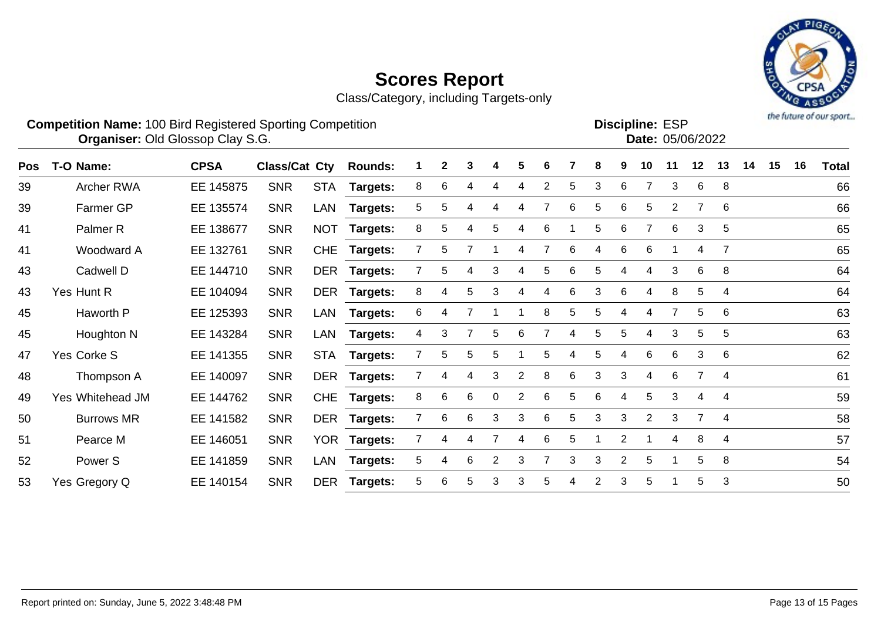# Scores Report

Class/Category, including Targets-only

**Competition Name:** 100 Bird Registered Sporting Competition
**Organiser:** Old Glossop Clay S.G.

**Discipline:** ESP
**Date:** 05/06/2022

| Pos | T-O | Name: | CPSA | Class/Cat | Cty | Rounds: | 1 | 2 | 3 | 4 | 5 | 6 | 7 | 8 | 9 | 10 | 11 | 12 | 13 | 14 | 15 | 16 | Total |
|---|---|---|---|---|---|---|---|---|---|---|---|---|---|---|---|---|---|---|---|---|---|---|---|
| 39 | | Archer RWA | EE 145875 | SNR | STA | Targets: | 8 | 6 | 4 | 4 | 4 | 2 | 5 | 3 | 6 | 7 | 3 | 6 | 8 | | | | 66 |
| 39 | | Farmer GP | EE 135574 | SNR | LAN | Targets: | 5 | 5 | 4 | 4 | 4 | 7 | 6 | 5 | 6 | 5 | 2 | 7 | 6 | | | | 66 |
| 41 | | Palmer R | EE 138677 | SNR | NOT | Targets: | 8 | 5 | 4 | 5 | 4 | 6 | 1 | 5 | 6 | 7 | 6 | 3 | 5 | | | | 65 |
| 41 | | Woodward A | EE 132761 | SNR | CHE | Targets: | 7 | 5 | 7 | 1 | 4 | 7 | 6 | 4 | 6 | 6 | 1 | 4 | 7 | | | | 65 |
| 43 | | Cadwell D | EE 144710 | SNR | DER | Targets: | 7 | 5 | 4 | 3 | 4 | 5 | 6 | 5 | 4 | 4 | 3 | 6 | 8 | | | | 64 |
| 43 | Yes | Hunt R | EE 104094 | SNR | DER | Targets: | 8 | 4 | 5 | 3 | 4 | 4 | 6 | 3 | 6 | 4 | 8 | 5 | 4 | | | | 64 |
| 45 | | Haworth P | EE 125393 | SNR | LAN | Targets: | 6 | 4 | 7 | 1 | 1 | 8 | 5 | 5 | 4 | 4 | 7 | 5 | 6 | | | | 63 |
| 45 | | Houghton N | EE 143284 | SNR | LAN | Targets: | 4 | 3 | 7 | 5 | 6 | 7 | 4 | 5 | 5 | 4 | 3 | 5 | 5 | | | | 63 |
| 47 | Yes | Corke S | EE 141355 | SNR | STA | Targets: | 7 | 5 | 5 | 5 | 1 | 5 | 4 | 5 | 4 | 6 | 6 | 3 | 6 | | | | 62 |
| 48 | | Thompson A | EE 140097 | SNR | DER | Targets: | 7 | 4 | 4 | 3 | 2 | 8 | 6 | 3 | 3 | 4 | 6 | 7 | 4 | | | | 61 |
| 49 | Yes | Whitehead JM | EE 144762 | SNR | CHE | Targets: | 8 | 6 | 6 | 0 | 2 | 6 | 5 | 6 | 4 | 5 | 3 | 4 | 4 | | | | 59 |
| 50 | | Burrows MR | EE 141582 | SNR | DER | Targets: | 7 | 6 | 6 | 3 | 3 | 6 | 5 | 3 | 3 | 2 | 3 | 7 | 4 | | | | 58 |
| 51 | | Pearce M | EE 146051 | SNR | YOR | Targets: | 7 | 4 | 4 | 7 | 4 | 6 | 5 | 1 | 2 | 1 | 4 | 8 | 4 | | | | 57 |
| 52 | | Power S | EE 141859 | SNR | LAN | Targets: | 5 | 4 | 6 | 2 | 3 | 7 | 3 | 3 | 2 | 5 | 1 | 5 | 8 | | | | 54 |
| 53 | Yes | Gregory Q | EE 140154 | SNR | DER | Targets: | 5 | 6 | 5 | 3 | 3 | 5 | 4 | 2 | 3 | 5 | 1 | 5 | 3 | | | | 50 |

Report printed on: Sunday, June 5, 2022 3:48:48 PM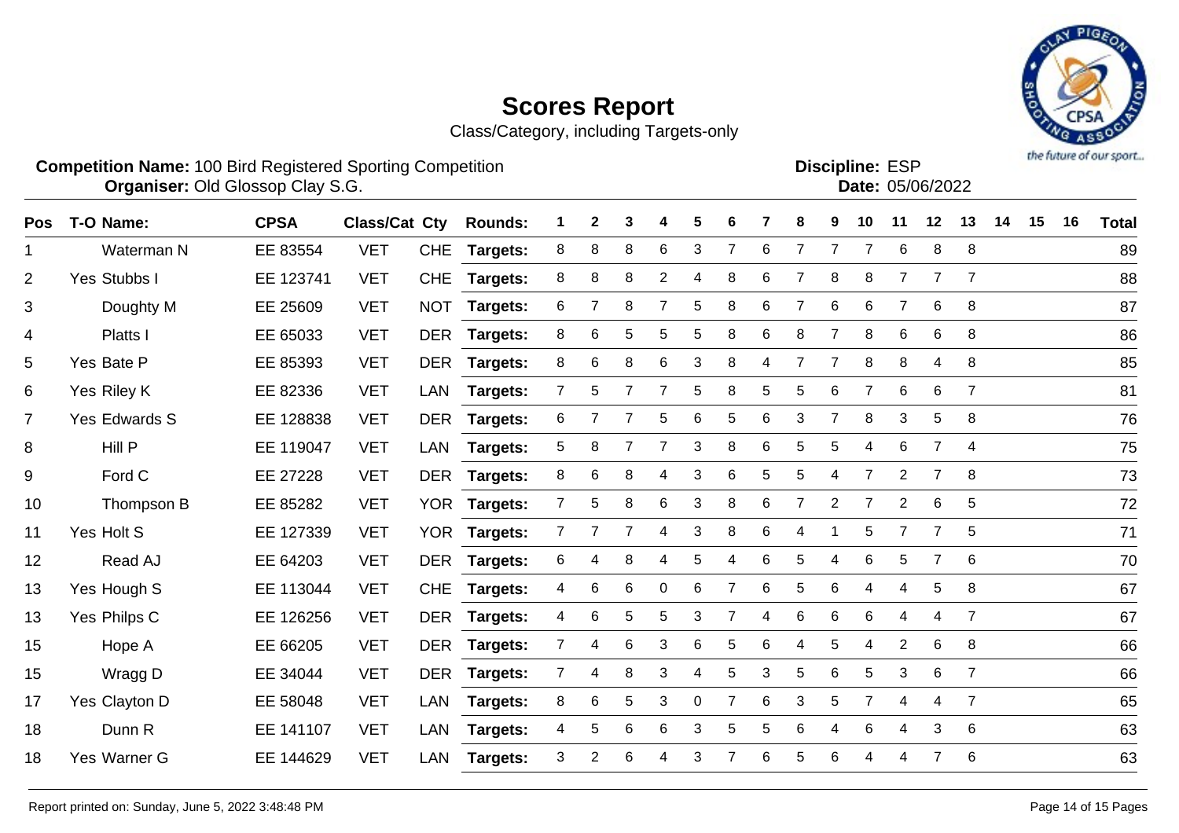# Scores Report

Class/Category, including Targets-only

**Competition Name:** 100 Bird Registered Sporting Competition
**Organiser:** Old Glossop Clay S.G.

**Discipline:** ESP
**Date:** 05/06/2022

| Pos | T-O | Name: | CPSA | Class/Cat | Cty | Rounds: | 1 | 2 | 3 | 4 | 5 | 6 | 7 | 8 | 9 | 10 | 11 | 12 | 13 | 14 | 15 | 16 | Total |
|---|---|---|---|---|---|---|---|---|---|---|---|---|---|---|---|---|---|---|---|---|---|---|---|
| 1 | | Waterman N | EE 83554 | VET | CHE | Targets: | 8 | 8 | 8 | 6 | 3 | 7 | 6 | 7 | 7 | 7 | 6 | 8 | 8 | | | | 89 |
| 2 | Yes | Stubbs I | EE 123741 | VET | CHE | Targets: | 8 | 8 | 8 | 2 | 4 | 8 | 6 | 7 | 8 | 8 | 7 | 7 | 7 | | | | 88 |
| 3 | | Doughty M | EE 25609 | VET | NOT | Targets: | 6 | 7 | 8 | 7 | 5 | 8 | 6 | 7 | 6 | 6 | 7 | 6 | 8 | | | | 87 |
| 4 | | Platts I | EE 65033 | VET | DER | Targets: | 8 | 6 | 5 | 5 | 5 | 8 | 6 | 8 | 7 | 8 | 6 | 6 | 8 | | | | 86 |
| 5 | Yes | Bate P | EE 85393 | VET | DER | Targets: | 8 | 6 | 8 | 6 | 3 | 8 | 4 | 7 | 7 | 8 | 8 | 4 | 8 | | | | 85 |
| 6 | Yes | Riley K | EE 82336 | VET | LAN | Targets: | 7 | 5 | 7 | 7 | 5 | 8 | 5 | 5 | 6 | 7 | 6 | 6 | 7 | | | | 81 |
| 7 | Yes | Edwards S | EE 128838 | VET | DER | Targets: | 6 | 7 | 7 | 5 | 6 | 5 | 6 | 3 | 7 | 8 | 3 | 5 | 8 | | | | 76 |
| 8 | | Hill P | EE 119047 | VET | LAN | Targets: | 5 | 8 | 7 | 7 | 3 | 8 | 6 | 5 | 5 | 4 | 6 | 7 | 4 | | | | 75 |
| 9 | | Ford C | EE 27228 | VET | DER | Targets: | 8 | 6 | 8 | 4 | 3 | 6 | 5 | 5 | 4 | 7 | 2 | 7 | 8 | | | | 73 |
| 10 | | Thompson B | EE 85282 | VET | YOR | Targets: | 7 | 5 | 8 | 6 | 3 | 8 | 6 | 7 | 2 | 7 | 2 | 6 | 5 | | | | 72 |
| 11 | Yes | Holt S | EE 127339 | VET | YOR | Targets: | 7 | 7 | 7 | 4 | 3 | 8 | 6 | 4 | 1 | 5 | 7 | 7 | 5 | | | | 71 |
| 12 | | Read AJ | EE 64203 | VET | DER | Targets: | 6 | 4 | 8 | 4 | 5 | 4 | 6 | 5 | 4 | 6 | 5 | 7 | 6 | | | | 70 |
| 13 | Yes | Hough S | EE 113044 | VET | CHE | Targets: | 4 | 6 | 6 | 0 | 6 | 7 | 6 | 5 | 6 | 4 | 4 | 5 | 8 | | | | 67 |
| 13 | Yes | Philps C | EE 126256 | VET | DER | Targets: | 4 | 6 | 5 | 5 | 3 | 7 | 4 | 6 | 6 | 6 | 4 | 4 | 7 | | | | 67 |
| 15 | | Hope A | EE 66205 | VET | DER | Targets: | 7 | 4 | 6 | 3 | 6 | 5 | 6 | 4 | 5 | 4 | 2 | 6 | 8 | | | | 66 |
| 15 | | Wragg D | EE 34044 | VET | DER | Targets: | 7 | 4 | 8 | 3 | 4 | 5 | 3 | 5 | 6 | 5 | 3 | 6 | 7 | | | | 66 |
| 17 | Yes | Clayton D | EE 58048 | VET | LAN | Targets: | 8 | 6 | 5 | 3 | 0 | 7 | 6 | 3 | 5 | 7 | 4 | 4 | 7 | | | | 65 |
| 18 | | Dunn R | EE 141107 | VET | LAN | Targets: | 4 | 5 | 6 | 6 | 3 | 5 | 5 | 6 | 4 | 6 | 4 | 3 | 6 | | | | 63 |
| 18 | Yes | Warner G | EE 144629 | VET | LAN | Targets: | 3 | 2 | 6 | 4 | 3 | 7 | 6 | 5 | 6 | 4 | 4 | 7 | 6 | | | | 63 |

Report printed on: Sunday, June 5, 2022 3:48:48 PM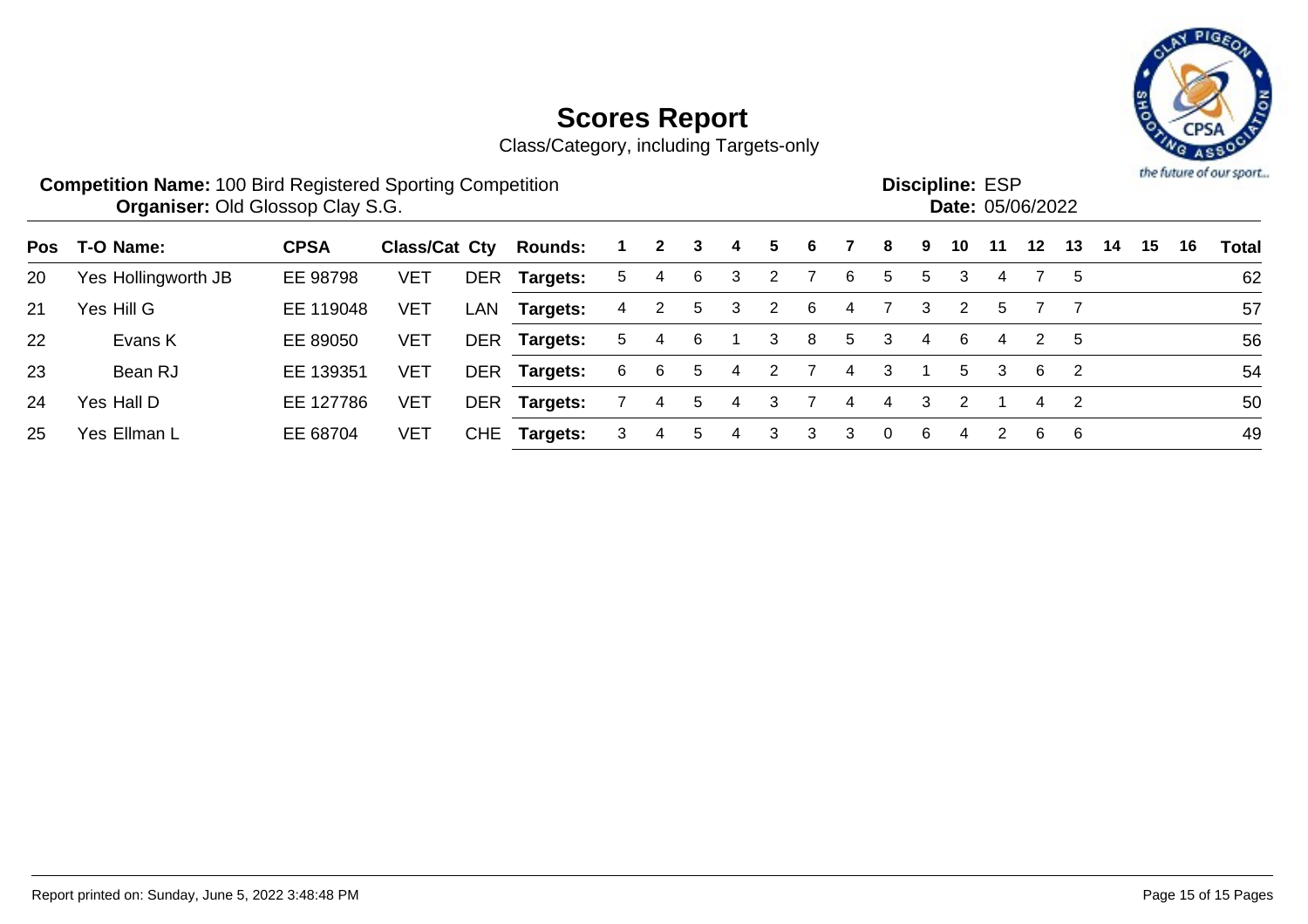# Scores Report

Class/Category, including Targets-only

**Competition Name:** 100 Bird Registered Sporting Competition
**Organiser:** Old Glossop Clay S.G.

**Discipline:** ESP
**Date:** 05/06/2022

| Pos | T-O | Name: | CPSA | Class/Cat | Cty | Rounds: | 1 | 2 | 3 | 4 | 5 | 6 | 7 | 8 | 9 | 10 | 11 | 12 | 13 | 14 | 15 | 16 | Total |
|---|---|---|---|---|---|---|---|---|---|---|---|---|---|---|---|---|---|---|---|---|---|---|---|
| 20 | Yes | Hollingworth JB | EE 98798 | VET | DER | **Targets:** | 5 | 4 | 6 | 3 | 2 | 7 | 6 | 5 | 5 | 3 | 4 | 7 | 5 | | | | 62 |
| 21 | Yes | Hill G | EE 119048 | VET | LAN | **Targets:** | 4 | 2 | 5 | 3 | 2 | 6 | 4 | 7 | 3 | 2 | 5 | 7 | 7 | | | | 57 |
| 22 | | Evans K | EE 89050 | VET | DER | **Targets:** | 5 | 4 | 6 | 1 | 3 | 8 | 5 | 3 | 4 | 6 | 4 | 2 | 5 | | | | 56 |
| 23 | | Bean RJ | EE 139351 | VET | DER | **Targets:** | 6 | 6 | 5 | 4 | 2 | 7 | 4 | 3 | 1 | 5 | 3 | 6 | 2 | | | | 54 |
| 24 | Yes | Hall D | EE 127786 | VET | DER | **Targets:** | 7 | 4 | 5 | 4 | 3 | 7 | 4 | 4 | 3 | 2 | 1 | 4 | 2 | | | | 50 |
| 25 | Yes | Ellman L | EE 68704 | VET | CHE | **Targets:** | 3 | 4 | 5 | 4 | 3 | 3 | 3 | 0 | 6 | 4 | 2 | 6 | 6 | | | | 49 |

Report printed on: Sunday, June 5, 2022 3:48:48 PM